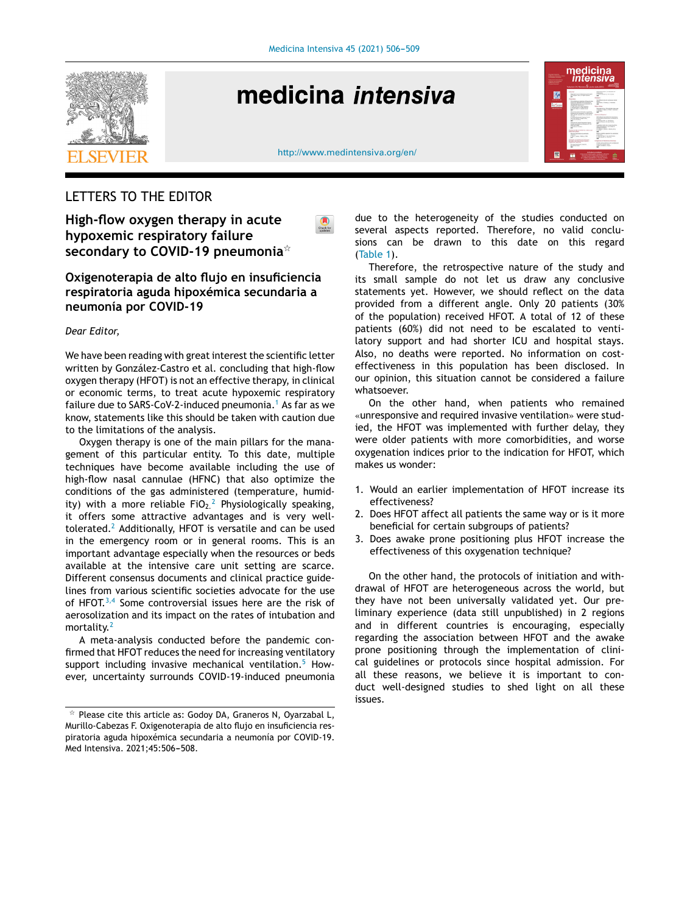## LETTERS TO THE EDITOR

# High-flow oxygen therapy in acute hypoxemic respiratory failure secondary to COVID-19 pneumonia☆

# Oxigenoterapia de alto flujo en insuficiencia respiratoria aguda hipoxémica secundaria a neumonía por COVID-19

*Dear Editor,*

We have been reading with great interest the scientific letter written by González-Castro et al. concluding that high-flow oxygen therapy (HFOT) is not an effective therapy, in clinical or economic terms, to treat acute hypoxemic respiratory failure due to SARS-CoV-2-induced pneumonia.[1] As far as we know, statements like this should be taken with caution due to the limitations of the analysis.

Oxygen therapy is one of the main pillars for the management of this particular entity. To this date, multiple techniques have become available including the use of high-flow nasal cannulae (HFNC) that also optimize the conditions of the gas administered (temperature, humidity) with a more reliable $FiO_2$.[2] Physiologically speaking, it offers some attractive advantages and is very well-tolerated.[2] Additionally, HFOT is versatile and can be used in the emergency room or in general rooms. This is an important advantage especially when the resources or beds available at the intensive care unit setting are scarce. Different consensus documents and clinical practice guidelines from various scientific societies advocate for the use of HFOT.[3,4] Some controversial issues here are the risk of aerosolization and its impact on the rates of intubation and mortality.[2]

A meta-analysis conducted before the pandemic confirmed that HFOT reduces the need for increasing ventilatory support including invasive mechanical ventilation.[5] However, uncertainty surrounds COVID-19-induced pneumonia due to the heterogeneity of the studies conducted on several aspects reported. Therefore, no valid conclusions can be drawn to this date on this regard (Table 1).

Therefore, the retrospective nature of the study and its small sample do not let us draw any conclusive statements yet. However, we should reflect on the data provided from a different angle. Only 20 patients (30% of the population) received HFOT. A total of 12 of these patients (60%) did not need to be escalated to ventilatory support and had shorter ICU and hospital stays. Also, no deaths were reported. No information on cost-effectiveness in this population has been disclosed. In our opinion, this situation cannot be considered a failure whatsoever.

On the other hand, when patients who remained «unresponsive and required invasive ventilation» were studied, the HFOT was implemented with further delay, they were older patients with more comorbidities, and worse oxygenation indices prior to the indication for HFOT, which makes us wonder:

1. Would an earlier implementation of HFOT increase its effectiveness?
2. Does HFOT affect all patients the same way or is it more beneficial for certain subgroups of patients?
3. Does awake prone positioning plus HFOT increase the effectiveness of this oxygenation technique?

On the other hand, the protocols of initiation and withdrawal of HFOT are heterogeneous across the world, but they have not been universally validated yet. Our preliminary experience (data still unpublished) in 2 regions and in different countries is encouraging, especially regarding the association between HFOT and the awake prone positioning through the implementation of clinical guidelines or protocols since hospital admission. For all these reasons, we believe it is important to conduct well-designed studies to shed light on all these issues.

☆ Please cite this article as: Godoy DA, Graneros N, Oyarzabal L, Murillo-Cabezas F. Oxigenoterapia de alto flujo en insuficiencia respiratoria aguda hipoxémica secundaria a neumonía por COVID-19. Med Intensiva. 2021;45:506–508.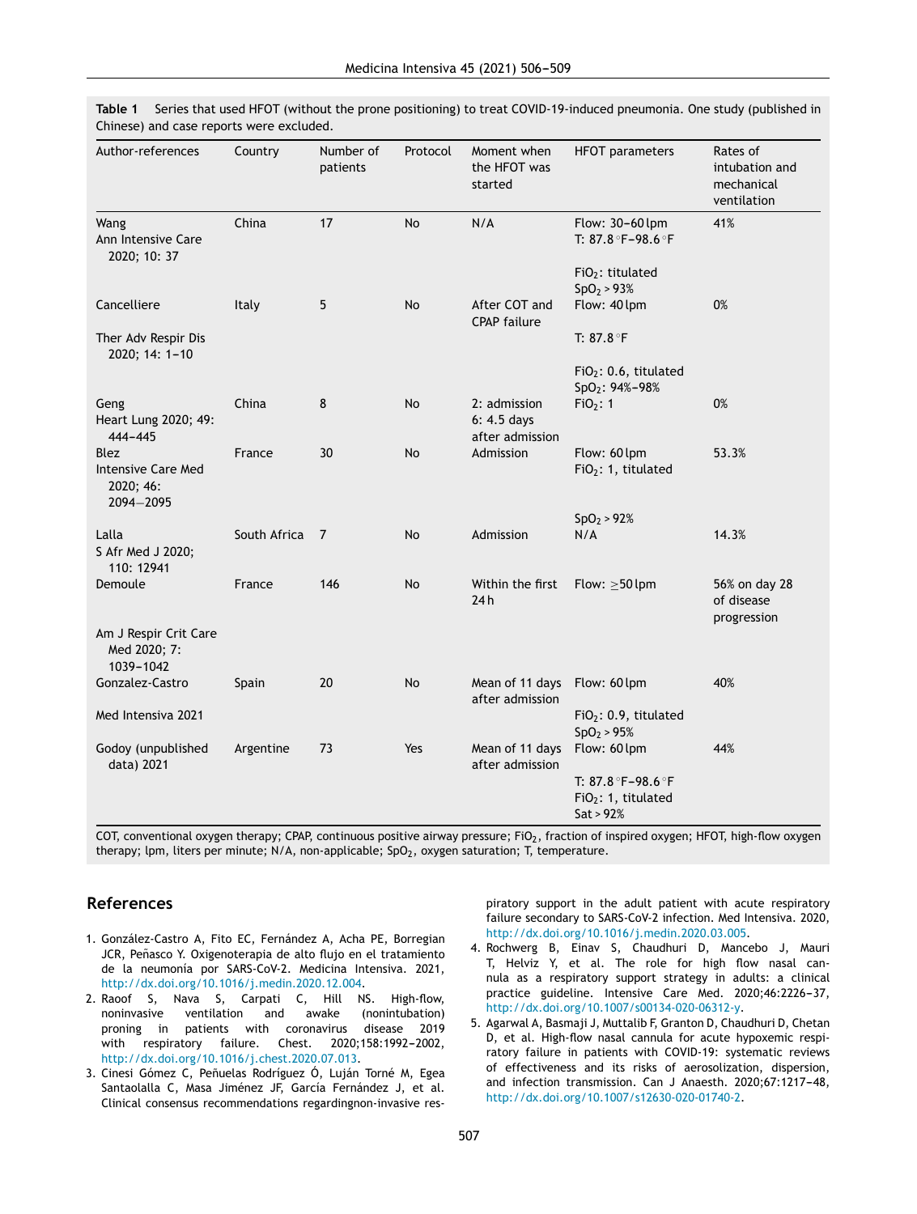**Table 1** Series that used HFOT (without the prone positioning) to treat COVID-19-induced pneumonia. One study (published in Chinese) and case reports were excluded.

| Author-references | Country | Number of patients | Protocol | Moment when the HFOT was started | HFOT parameters | Rates of intubation and mechanical ventilation |
|---|---|---|---|---|---|---|
| Wang Ann Intensive Care 2020; 10: 37 | China | 17 | No | N/A | Flow: 30–60 lpm T: 87.8 °F–98.6 °F FiO$_2$: titulated SpO$_2$ > 93% | 41% |
| Cancelliere Ther Adv Respir Dis 2020; 14: 1–10 | Italy | 5 | No | After COT and CPAP failure | Flow: 40 lpm T: 87.8 °F FiO$_2$: 0.6, titulated SpO$_2$: 94%–98% | 0% |
| Geng Heart Lung 2020; 49: 444–445 | China | 8 | No | 2: admission 6: 4.5 days after admission | FiO$_2$: 1 | 0% |
| Blez Intensive Care Med 2020; 46: 2094–2095 | France | 30 | No | Admission | Flow: 60 lpm FiO$_2$: 1, titulated SpO$_2$ > 92% | 53.3% |
| Lalla S Afr Med J 2020; 110: 12941 | South Africa | 7 | No | Admission | N/A | 14.3% |
| Demoule Am J Respir Crit Care Med 2020; 7: 1039–1042 | France | 146 | No | Within the first 24 h | Flow: ≥50 lpm | 56% on day 28 of disease progression |
| Gonzalez-Castro Med Intensiva 2021 | Spain | 20 | No | Mean of 11 days after admission | Flow: 60 lpm FiO$_2$: 0.9, titulated SpO$_2$ > 95% | 40% |
| Godoy (unpublished data) 2021 | Argentine | 73 | Yes | Mean of 11 days after admission | Flow: 60 lpm T: 87.8 °F–98.6 °F FiO$_2$: 1, titulated Sat > 92% | 44% |

COT, conventional oxygen therapy; CPAP, continuous positive airway pressure; FiO$_2$, fraction of inspired oxygen; HFOT, high-flow oxygen therapy; lpm, liters per minute; N/A, non-applicable; SpO$_2$, oxygen saturation; T, temperature.

## References

1. González-Castro A, Fito EC, Fernández A, Acha PE, Borregian JCR, Peñasco Y. Oxigenoterapia de alto flujo en el tratamiento de la neumonía por SARS-CoV-2. Medicina Intensiva. 2021, http://dx.doi.org/10.1016/j.medin.2020.12.004.
2. Raoof S, Nava S, Carpati C, Hill NS. High-flow, noninvasive ventilation and awake (nonintubation) proning in patients with coronavirus disease 2019 with respiratory failure. Chest. 2020;158:1992–2002, http://dx.doi.org/10.1016/j.chest.2020.07.013.
3. Cinesi Gómez C, Peñuelas Rodríguez Ó, Luján Torné M, Egea Santaolalla C, Masa Jiménez JF, García Fernández J, et al. Clinical consensus recommendations regardingnon-invasive respiratory support in the adult patient with acute respiratory failure secondary to SARS-CoV-2 infection. Med Intensiva. 2020, http://dx.doi.org/10.1016/j.medin.2020.03.005.
4. Rochwerg B, Einav S, Chaudhuri D, Mancebo J, Mauri T, Helviz Y, et al. The role for high flow nasal cannula as a respiratory support strategy in adults: a clinical practice guideline. Intensive Care Med. 2020;46:2226–37, http://dx.doi.org/10.1007/s00134-020-06312-y.
5. Agarwal A, Basmaji J, Muttalib F, Granton D, Chaudhuri D, Chetan D, et al. High-flow nasal cannula for acute hypoxemic respiratory failure in patients with COVID-19: systematic reviews of effectiveness and its risks of aerosolization, dispersion, and infection transmission. Can J Anaesth. 2020;67:1217–48, http://dx.doi.org/10.1007/s12630-020-01740-2.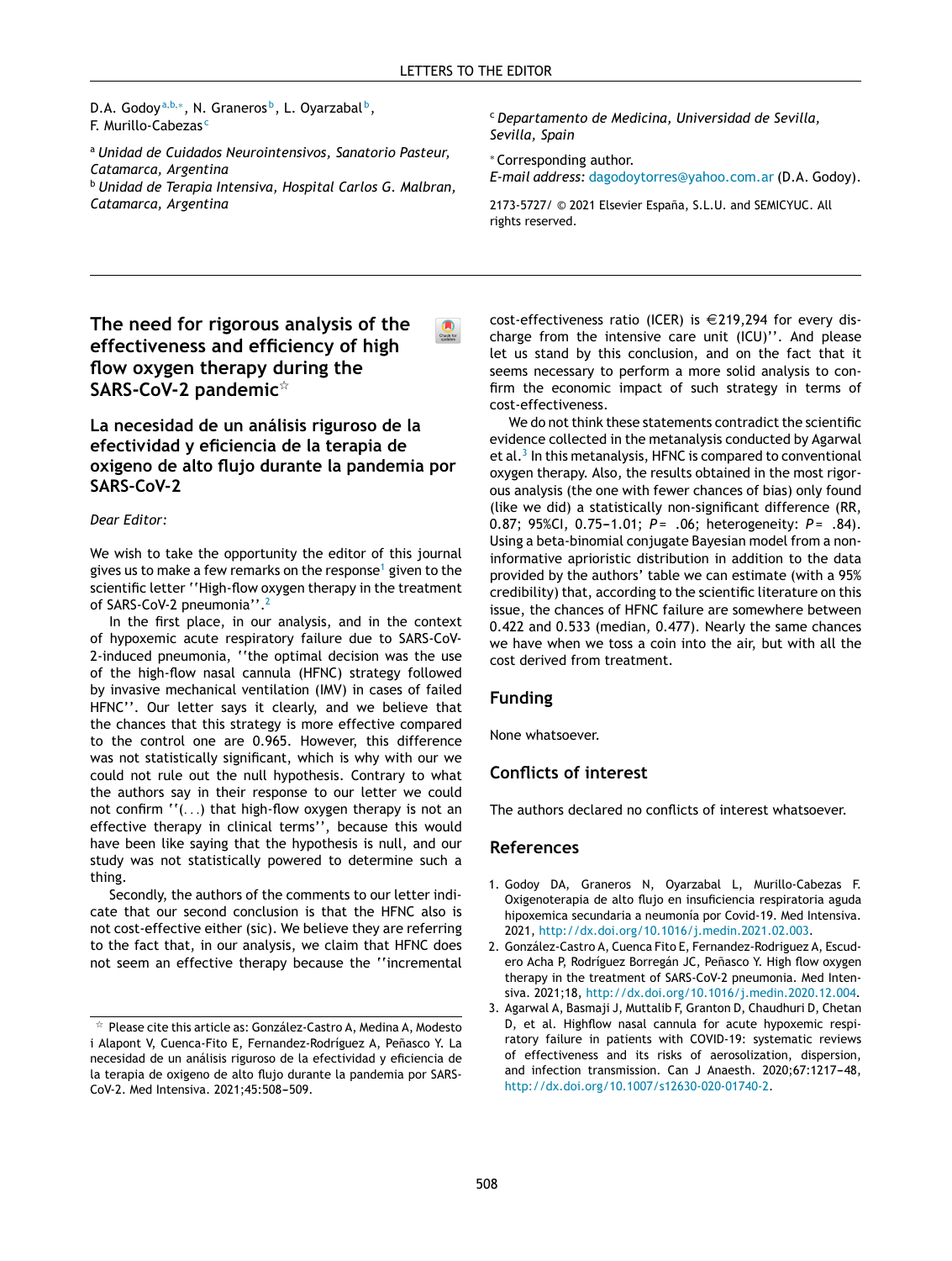D.A. Godoy[a,b,*], N. Graneros[b], L. Oyarzabal[b], F. Murillo-Cabezas[c]

[a] *Unidad de Cuidados Neurointensivos, Sanatorio Pasteur, Catamarca, Argentina*
[b] *Unidad de Terapia Intensiva, Hospital Carlos G. Malbran, Catamarca, Argentina*
[c] *Departamento de Medicina, Universidad de Sevilla, Sevilla, Spain*

* Corresponding author.
*E-mail address:* dagodoytorres@yahoo.com.ar (D.A. Godoy).

2173-5727/ © 2021 Elsevier España, S.L.U. and SEMICYUC. All rights reserved.

# The need for rigorous analysis of the effectiveness and efficiency of high flow oxygen therapy during the SARS-CoV-2 pandemic[☆]

## La necesidad de un análisis riguroso de la efectividad y eficiencia de la terapia de oxigeno de alto flujo durante la pandemia por SARS-CoV-2

*Dear Editor:*

We wish to take the opportunity the editor of this journal gives us to make a few remarks on the response[1] given to the scientific letter ''High-flow oxygen therapy in the treatment of SARS-CoV-2 pneumonia''.[2]

In the first place, in our analysis, and in the context of hypoxemic acute respiratory failure due to SARS-CoV-2-induced pneumonia, ''the optimal decision was the use of the high-flow nasal cannula (HFNC) strategy followed by invasive mechanical ventilation (IMV) in cases of failed HFNC''. Our letter says it clearly, and we believe that the chances that this strategy is more effective compared to the control one are 0.965. However, this difference was not statistically significant, which is why with our we could not rule out the null hypothesis. Contrary to what the authors say in their response to our letter we could not confirm ''(...) that high-flow oxygen therapy is not an effective therapy in clinical terms'', because this would have been like saying that the hypothesis is null, and our study was not statistically powered to determine such a thing.

Secondly, the authors of the comments to our letter indicate that our second conclusion is that the HFNC is also not cost-effective either (sic). We believe they are referring to the fact that, in our analysis, we claim that HFNC does not seem an effective therapy because the ''incremental cost-effectiveness ratio (ICER) is €219,294 for every discharge from the intensive care unit (ICU)''. And please let us stand by this conclusion, and on the fact that it seems necessary to perform a more solid analysis to confirm the economic impact of such strategy in terms of cost-effectiveness.

We do not think these statements contradict the scientific evidence collected in the metanalysis conducted by Agarwal et al.[3] In this metanalysis, HFNC is compared to conventional oxygen therapy. Also, the results obtained in the most rigorous analysis (the one with fewer chances of bias) only found (like we did) a statistically non-significant difference (RR, 0.87; 95%CI, 0.75–1.01; $P = .06$; heterogeneity: $P = .84$). Using a beta-binomial conjugate Bayesian model from a non-informative aprioristic distribution in addition to the data provided by the authors' table we can estimate (with a 95% credibility) that, according to the scientific literature on this issue, the chances of HFNC failure are somewhere between 0.422 and 0.533 (median, 0.477). Nearly the same chances we have when we toss a coin into the air, but with all the cost derived from treatment.

## Funding

None whatsoever.

## Conflicts of interest

The authors declared no conflicts of interest whatsoever.

## References

1. Godoy DA, Graneros N, Oyarzabal L, Murillo-Cabezas F. Oxigenoterapia de alto flujo en insuficiencia respiratoria aguda hipoxemica secundaria a neumonía por Covid-19. Med Intensiva. 2021, http://dx.doi.org/10.1016/j.medin.2021.02.003.
2. González-Castro A, Cuenca Fito E, Fernandez-Rodriguez A, Escudero Acha P, Rodríguez Borregán JC, Peñasco Y. High flow oxygen therapy in the treatment of SARS-CoV-2 pneumonia. Med Intensiva. 2021;18, http://dx.doi.org/10.1016/j.medin.2020.12.004.
3. Agarwal A, Basmaji J, Muttalib F, Granton D, Chaudhuri D, Chetan D, et al. Highflow nasal cannula for acute hypoxemic respiratory failure in patients with COVID-19: systematic reviews of effectiveness and its risks of aerosolization, dispersion, and infection transmission. Can J Anaesth. 2020;67:1217–48, http://dx.doi.org/10.1007/s12630-020-01740-2.

☆ Please cite this article as: González-Castro A, Medina A, Modesto i Alapont V, Cuenca-Fito E, Fernandez-Rodríguez A, Peñasco Y. La necesidad de un análisis riguroso de la efectividad y eficiencia de la terapia de oxigeno de alto flujo durante la pandemia por SARS-CoV-2. Med Intensiva. 2021;45:508–509.